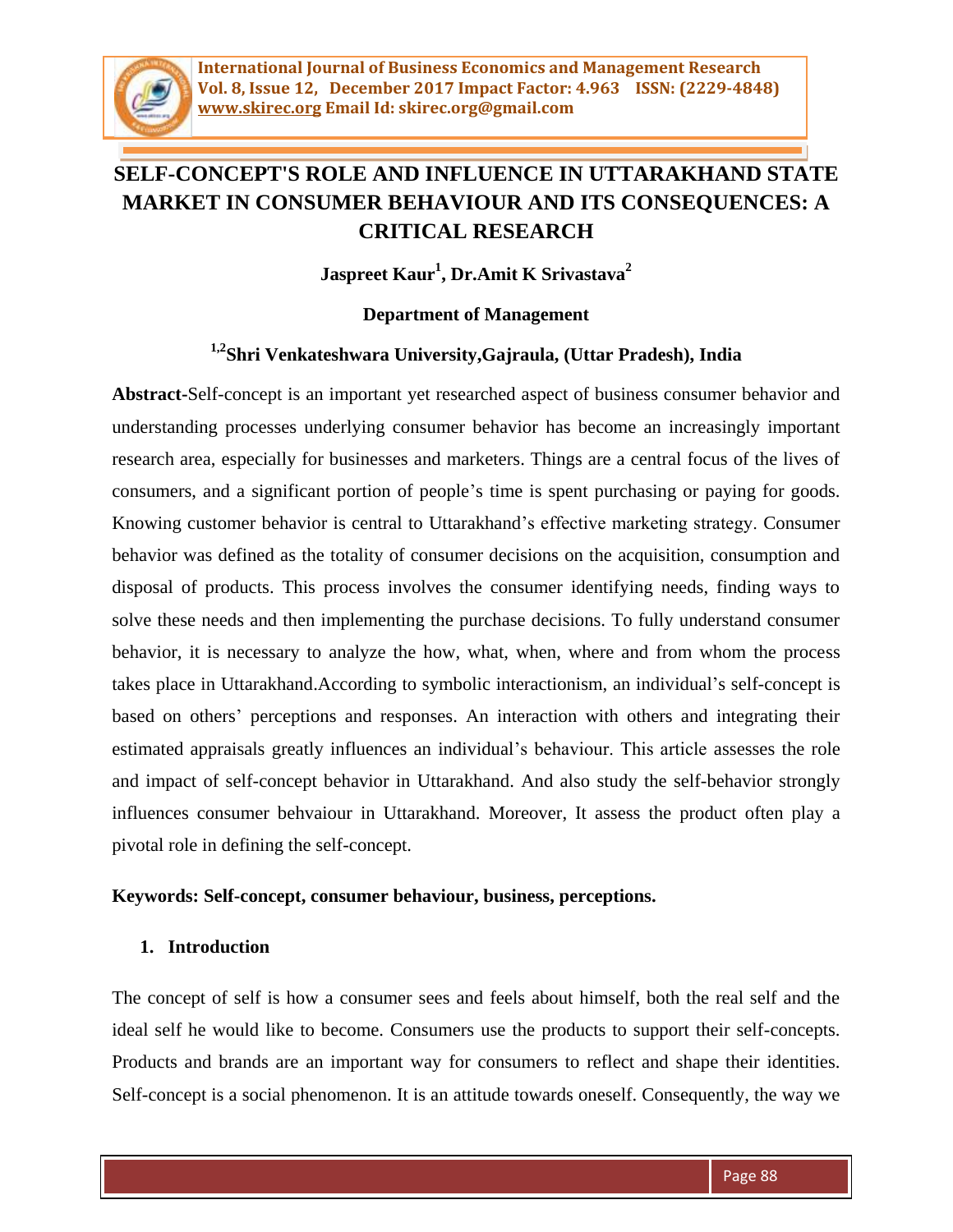# SELF-CONCEPT'S ROLE AND INFLUENCE IN UTTARAKHAND STATE MARKET IN CONSUMER BEHAVIOUR AND ITS CONSEQUENCES: A CRITICAL RESEARCH

**Jaspreet Kaur[1], Dr.Amit K Srivastava[2]**

**Department of Management**

**[1,2]Shri Venkateshwara University,Gajraula, (Uttar Pradesh), India**

**Abstract**-Self-concept is an important yet researched aspect of business consumer behavior and understanding processes underlying consumer behavior has become an increasingly important research area, especially for businesses and marketers. Things are a central focus of the lives of consumers, and a significant portion of people's time is spent purchasing or paying for goods. Knowing customer behavior is central to Uttarakhand's effective marketing strategy. Consumer behavior was defined as the totality of consumer decisions on the acquisition, consumption and disposal of products. This process involves the consumer identifying needs, finding ways to solve these needs and then implementing the purchase decisions. To fully understand consumer behavior, it is necessary to analyze the how, what, when, where and from whom the process takes place in Uttarakhand.According to symbolic interactionism, an individual's self-concept is based on others' perceptions and responses. An interaction with others and integrating their estimated appraisals greatly influences an individual's behaviour. This article assesses the role and impact of self-concept behavior in Uttarakhand. And also study the self-behavior strongly influences consumer behvaiour in Uttarakhand. Moreover, It assess the product often play a pivotal role in defining the self-concept.

**Keywords: Self-concept, consumer behaviour, business, perceptions.**

## 1. Introduction

The concept of self is how a consumer sees and feels about himself, both the real self and the ideal self he would like to become. Consumers use the products to support their self-concepts. Products and brands are an important way for consumers to reflect and shape their identities. Self-concept is a social phenomenon. It is an attitude towards oneself. Consequently, the way we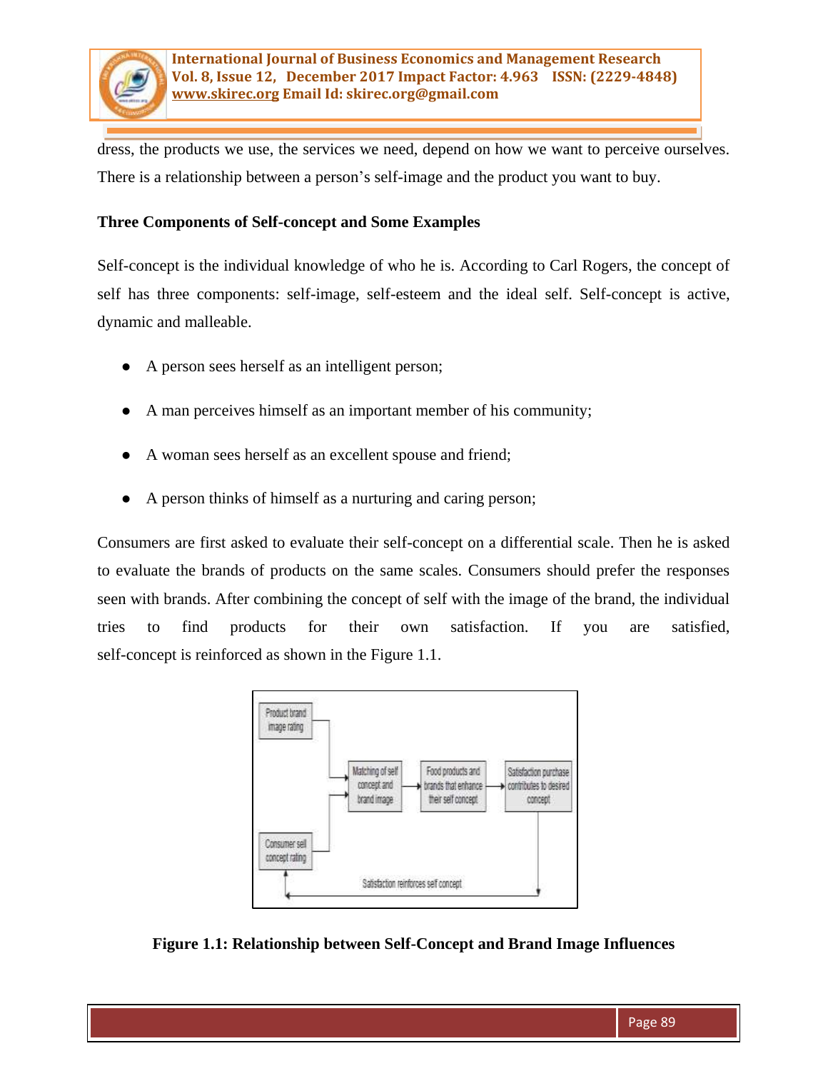dress, the products we use, the services we need, depend on how we want to perceive ourselves. There is a relationship between a person's self-image and the product you want to buy.

**Three Components of Self-concept and Some Examples**

Self-concept is the individual knowledge of who he is. According to Carl Rogers, the concept of self has three components: self-image, self-esteem and the ideal self. Self-concept is active, dynamic and malleable.

- A person sees herself as an intelligent person;
- A man perceives himself as an important member of his community;
- A woman sees herself as an excellent spouse and friend;
- A person thinks of himself as a nurturing and caring person;

Consumers are first asked to evaluate their self-concept on a differential scale. Then he is asked to evaluate the brands of products on the same scales. Consumers should prefer the responses seen with brands. After combining the concept of self with the image of the brand, the individual tries to find products for their own satisfaction. If you are satisfied, self-concept is reinforced as shown in the Figure 1.1.

**Figure 1.1: Relationship between Self-Concept and Brand Image Influences**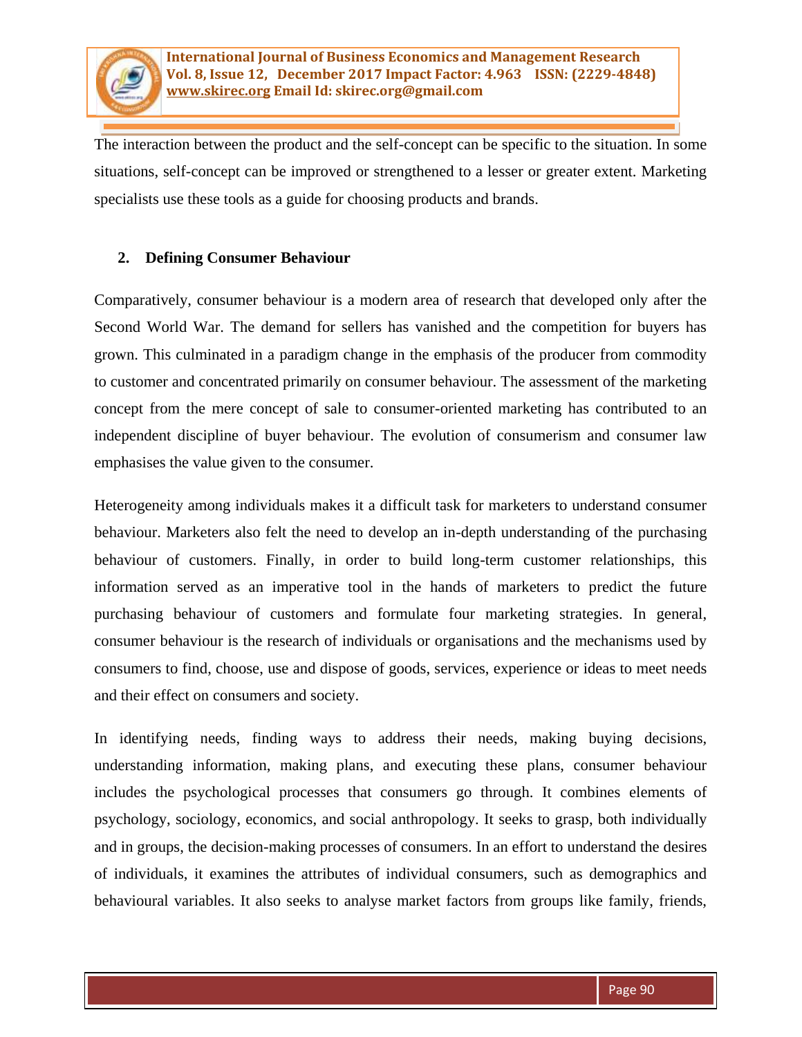The interaction between the product and the self-concept can be specific to the situation. In some situations, self-concept can be improved or strengthened to a lesser or greater extent. Marketing specialists use these tools as a guide for choosing products and brands.

## 2. Defining Consumer Behaviour

Comparatively, consumer behaviour is a modern area of research that developed only after the Second World War. The demand for sellers has vanished and the competition for buyers has grown. This culminated in a paradigm change in the emphasis of the producer from commodity to customer and concentrated primarily on consumer behaviour. The assessment of the marketing concept from the mere concept of sale to consumer-oriented marketing has contributed to an independent discipline of buyer behaviour. The evolution of consumerism and consumer law emphasises the value given to the consumer.

Heterogeneity among individuals makes it a difficult task for marketers to understand consumer behaviour. Marketers also felt the need to develop an in-depth understanding of the purchasing behaviour of customers. Finally, in order to build long-term customer relationships, this information served as an imperative tool in the hands of marketers to predict the future purchasing behaviour of customers and formulate four marketing strategies. In general, consumer behaviour is the research of individuals or organisations and the mechanisms used by consumers to find, choose, use and dispose of goods, services, experience or ideas to meet needs and their effect on consumers and society.

In identifying needs, finding ways to address their needs, making buying decisions, understanding information, making plans, and executing these plans, consumer behaviour includes the psychological processes that consumers go through. It combines elements of psychology, sociology, economics, and social anthropology. It seeks to grasp, both individually and in groups, the decision-making processes of consumers. In an effort to understand the desires of individuals, it examines the attributes of individual consumers, such as demographics and behavioural variables. It also seeks to analyse market factors from groups like family, friends,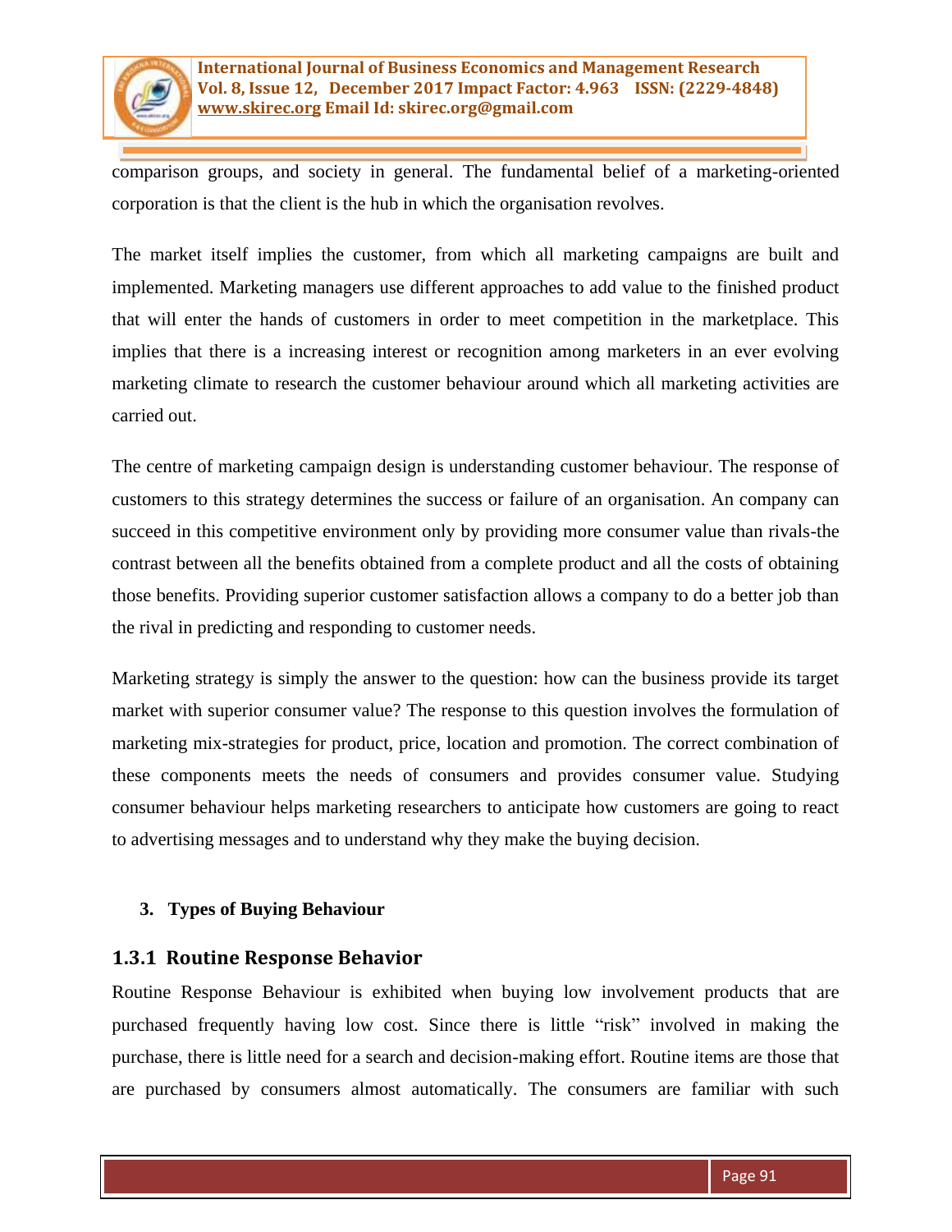comparison groups, and society in general. The fundamental belief of a marketing-oriented corporation is that the client is the hub in which the organisation revolves.

The market itself implies the customer, from which all marketing campaigns are built and implemented. Marketing managers use different approaches to add value to the finished product that will enter the hands of customers in order to meet competition in the marketplace. This implies that there is a increasing interest or recognition among marketers in an ever evolving marketing climate to research the customer behaviour around which all marketing activities are carried out.

The centre of marketing campaign design is understanding customer behaviour. The response of customers to this strategy determines the success or failure of an organisation. An company can succeed in this competitive environment only by providing more consumer value than rivals-the contrast between all the benefits obtained from a complete product and all the costs of obtaining those benefits. Providing superior customer satisfaction allows a company to do a better job than the rival in predicting and responding to customer needs.

Marketing strategy is simply the answer to the question: how can the business provide its target market with superior consumer value? The response to this question involves the formulation of marketing mix-strategies for product, price, location and promotion. The correct combination of these components meets the needs of consumers and provides consumer value. Studying consumer behaviour helps marketing researchers to anticipate how customers are going to react to advertising messages and to understand why they make the buying decision.

## 3. Types of Buying Behaviour

### 1.3.1 Routine Response Behavior

Routine Response Behaviour is exhibited when buying low involvement products that are purchased frequently having low cost. Since there is little “risk” involved in making the purchase, there is little need for a search and decision-making effort. Routine items are those that are purchased by consumers almost automatically. The consumers are familiar with such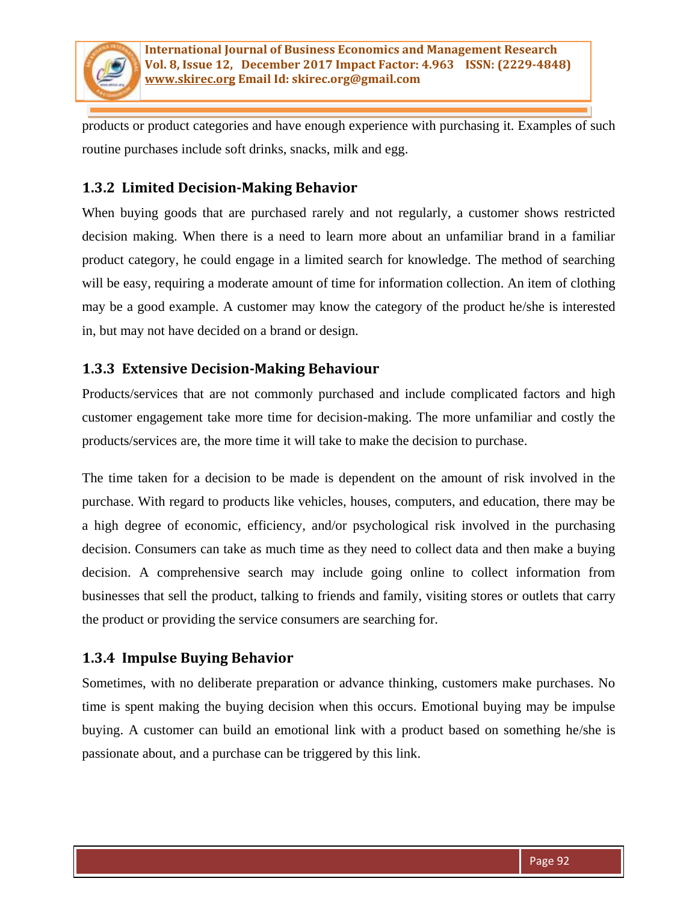products or product categories and have enough experience with purchasing it. Examples of such routine purchases include soft drinks, snacks, milk and egg.

### 1.3.2 Limited Decision-Making Behavior

When buying goods that are purchased rarely and not regularly, a customer shows restricted decision making. When there is a need to learn more about an unfamiliar brand in a familiar product category, he could engage in a limited search for knowledge. The method of searching will be easy, requiring a moderate amount of time for information collection. An item of clothing may be a good example. A customer may know the category of the product he/she is interested in, but may not have decided on a brand or design.

### 1.3.3 Extensive Decision-Making Behaviour

Products/services that are not commonly purchased and include complicated factors and high customer engagement take more time for decision-making. The more unfamiliar and costly the products/services are, the more time it will take to make the decision to purchase.

The time taken for a decision to be made is dependent on the amount of risk involved in the purchase. With regard to products like vehicles, houses, computers, and education, there may be a high degree of economic, efficiency, and/or psychological risk involved in the purchasing decision. Consumers can take as much time as they need to collect data and then make a buying decision. A comprehensive search may include going online to collect information from businesses that sell the product, talking to friends and family, visiting stores or outlets that carry the product or providing the service consumers are searching for.

### 1.3.4 Impulse Buying Behavior

Sometimes, with no deliberate preparation or advance thinking, customers make purchases. No time is spent making the buying decision when this occurs. Emotional buying may be impulse buying. A customer can build an emotional link with a product based on something he/she is passionate about, and a purchase can be triggered by this link.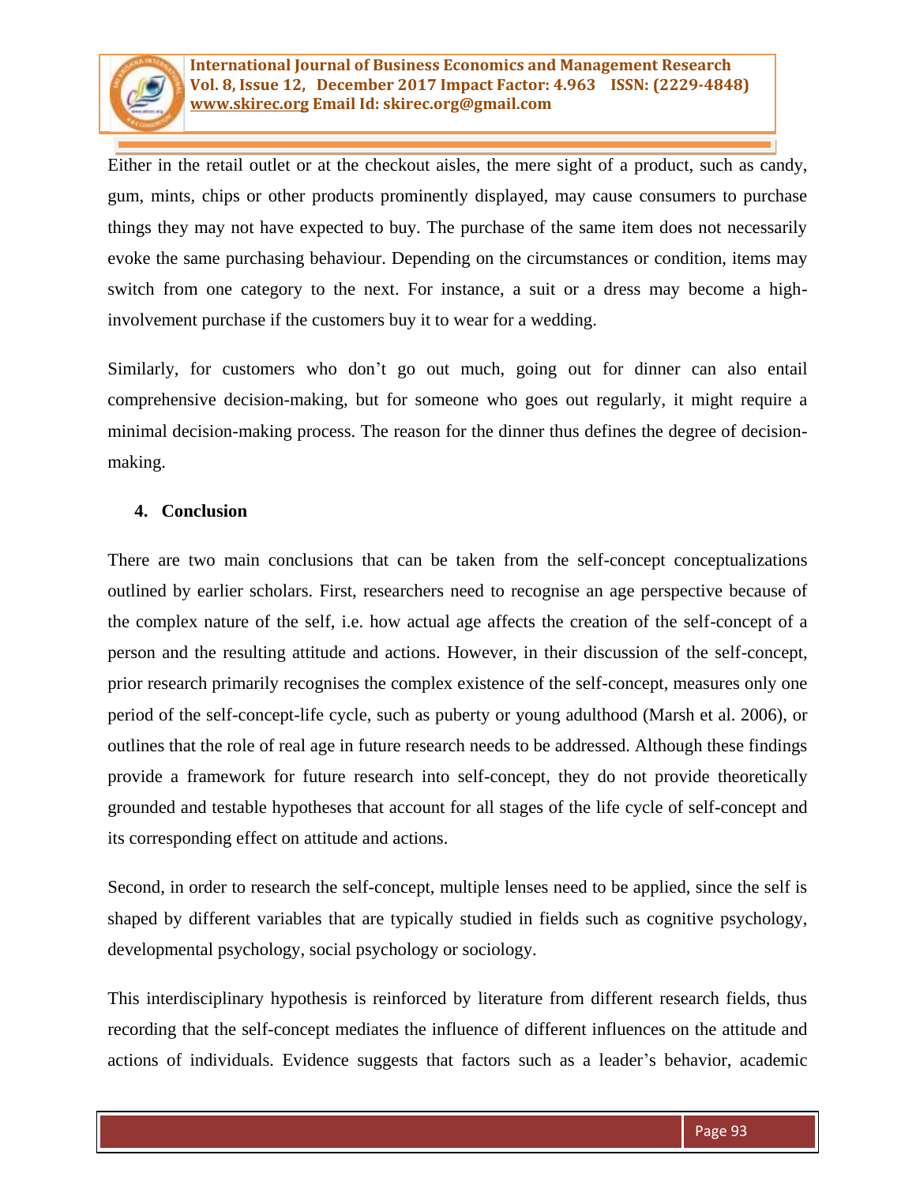Either in the retail outlet or at the checkout aisles, the mere sight of a product, such as candy, gum, mints, chips or other products prominently displayed, may cause consumers to purchase things they may not have expected to buy. The purchase of the same item does not necessarily evoke the same purchasing behaviour. Depending on the circumstances or condition, items may switch from one category to the next. For instance, a suit or a dress may become a high-involvement purchase if the customers buy it to wear for a wedding.

Similarly, for customers who don't go out much, going out for dinner can also entail comprehensive decision-making, but for someone who goes out regularly, it might require a minimal decision-making process. The reason for the dinner thus defines the degree of decision-making.

## 4. Conclusion

There are two main conclusions that can be taken from the self-concept conceptualizations outlined by earlier scholars. First, researchers need to recognise an age perspective because of the complex nature of the self, i.e. how actual age affects the creation of the self-concept of a person and the resulting attitude and actions. However, in their discussion of the self-concept, prior research primarily recognises the complex existence of the self-concept, measures only one period of the self-concept-life cycle, such as puberty or young adulthood (Marsh et al. 2006), or outlines that the role of real age in future research needs to be addressed. Although these findings provide a framework for future research into self-concept, they do not provide theoretically grounded and testable hypotheses that account for all stages of the life cycle of self-concept and its corresponding effect on attitude and actions.

Second, in order to research the self-concept, multiple lenses need to be applied, since the self is shaped by different variables that are typically studied in fields such as cognitive psychology, developmental psychology, social psychology or sociology.

This interdisciplinary hypothesis is reinforced by literature from different research fields, thus recording that the self-concept mediates the influence of different influences on the attitude and actions of individuals. Evidence suggests that factors such as a leader's behavior, academic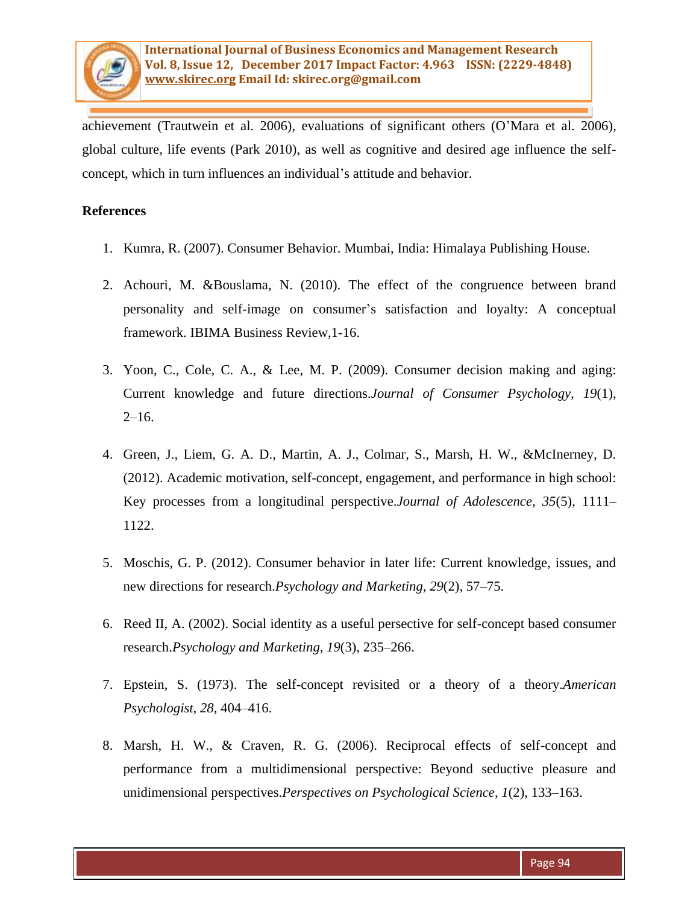achievement (Trautwein et al. 2006), evaluations of significant others (O'Mara et al. 2006), global culture, life events (Park 2010), as well as cognitive and desired age influence the self-concept, which in turn influences an individual's attitude and behavior.

**References**

1. Kumra, R. (2007). Consumer Behavior. Mumbai, India: Himalaya Publishing House.
2. Achouri, M. &Bouslama, N. (2010). The effect of the congruence between brand personality and self-image on consumer's satisfaction and loyalty: A conceptual framework. IBIMA Business Review,1-16.
3. Yoon, C., Cole, C. A., & Lee, M. P. (2009). Consumer decision making and aging: Current knowledge and future directions.*Journal of Consumer Psychology, 19*(1), 2–16.
4. Green, J., Liem, G. A. D., Martin, A. J., Colmar, S., Marsh, H. W., &McInerney, D. (2012). Academic motivation, self-concept, engagement, and performance in high school: Key processes from a longitudinal perspective.*Journal of Adolescence, 35*(5), 1111–1122.
5. Moschis, G. P. (2012). Consumer behavior in later life: Current knowledge, issues, and new directions for research.*Psychology and Marketing, 29*(2), 57–75.
6. Reed II, A. (2002). Social identity as a useful persective for self-concept based consumer research.*Psychology and Marketing, 19*(3), 235–266.
7. Epstein, S. (1973). The self-concept revisited or a theory of a theory.*American Psychologist, 28*, 404–416.
8. Marsh, H. W., & Craven, R. G. (2006). Reciprocal effects of self-concept and performance from a multidimensional perspective: Beyond seductive pleasure and unidimensional perspectives.*Perspectives on Psychological Science, 1*(2), 133–163.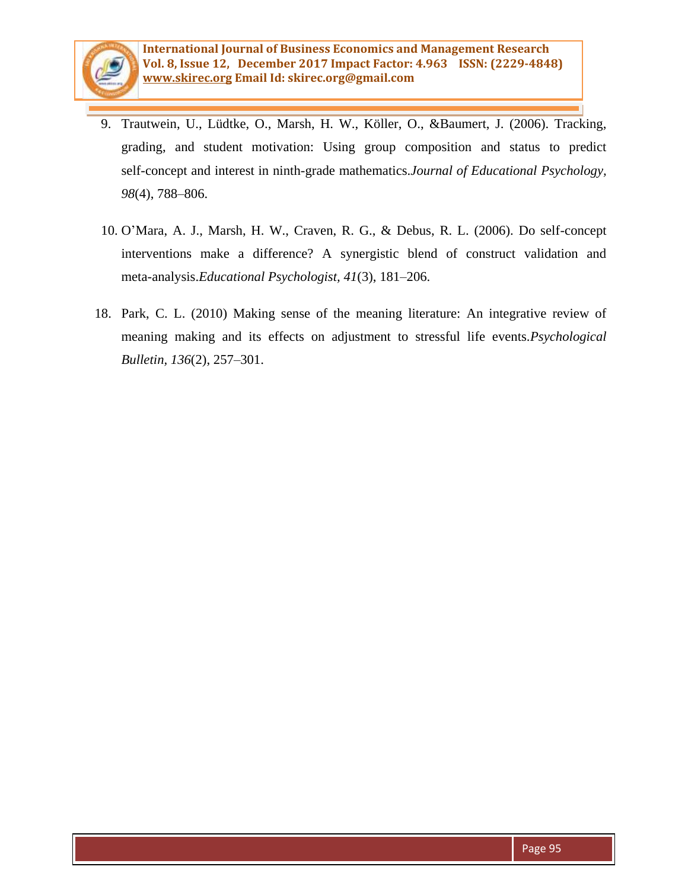9. Trautwein, U., Lüdtke, O., Marsh, H. W., Köller, O., &Baumert, J. (2006). Tracking, grading, and student motivation: Using group composition and status to predict self-concept and interest in ninth-grade mathematics.*Journal of Educational Psychology*, *98*(4), 788–806.

10. O'Mara, A. J., Marsh, H. W., Craven, R. G., & Debus, R. L. (2006). Do self-concept interventions make a difference? A synergistic blend of construct validation and meta-analysis.*Educational Psychologist*, *41*(3), 181–206.

18. Park, C. L. (2010) Making sense of the meaning literature: An integrative review of meaning making and its effects on adjustment to stressful life events.*Psychological Bulletin*, *136*(2), 257–301.